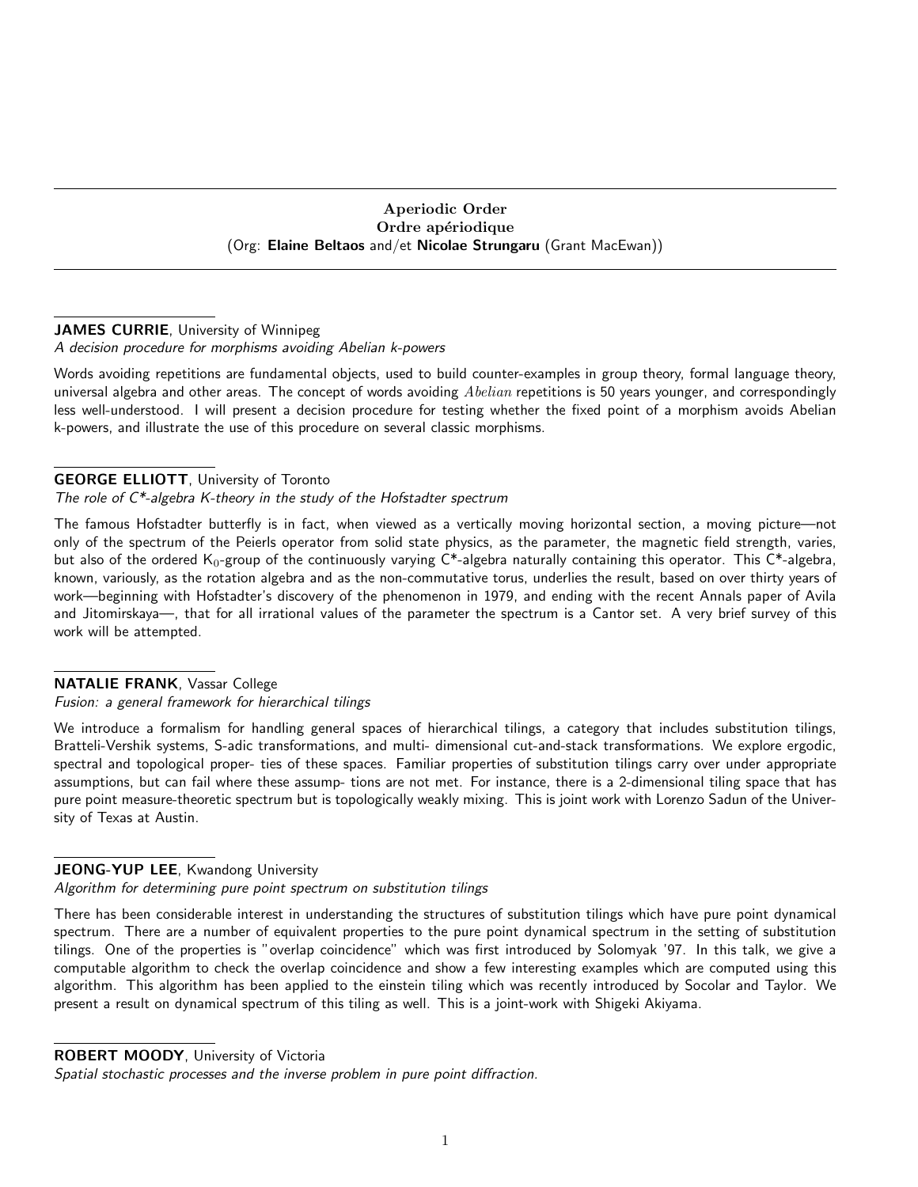# Aperiodic Order
# Ordre apériodique

(Org: **Elaine Beltaos** and/et **Nicolae Strungaru** (Grant MacEwan))

---

**JAMES CURRIE**, University of Winnipeg

*A decision procedure for morphisms avoiding Abelian k-powers*

Words avoiding repetitions are fundamental objects, used to build counter-examples in group theory, formal language theory, universal algebra and other areas. The concept of words avoiding $Abelian$ repetitions is 50 years younger, and correspondingly less well-understood. I will present a decision procedure for testing whether the fixed point of a morphism avoids Abelian k-powers, and illustrate the use of this procedure on several classic morphisms.

**GEORGE ELLIOTT**, University of Toronto

*The role of C\*-algebra K-theory in the study of the Hofstadter spectrum*

The famous Hofstadter butterfly is in fact, when viewed as a vertically moving horizontal section, a moving picture—not only of the spectrum of the Peierls operator from solid state physics, as the parameter, the magnetic field strength, varies, but also of the ordered $K_0$-group of the continuously varying C*-algebra naturally containing this operator. This C*-algebra, known, variously, as the rotation algebra and as the non-commutative torus, underlies the result, based on over thirty years of work—beginning with Hofstadter's discovery of the phenomenon in 1979, and ending with the recent Annals paper of Avila and Jitomirskaya—, that for all irrational values of the parameter the spectrum is a Cantor set. A very brief survey of this work will be attempted.

**NATALIE FRANK**, Vassar College

*Fusion: a general framework for hierarchical tilings*

We introduce a formalism for handling general spaces of hierarchical tilings, a category that includes substitution tilings, Bratteli-Vershik systems, S-adic transformations, and multi- dimensional cut-and-stack transformations. We explore ergodic, spectral and topological proper- ties of these spaces. Familiar properties of substitution tilings carry over under appropriate assumptions, but can fail where these assump- tions are not met. For instance, there is a 2-dimensional tiling space that has pure point measure-theoretic spectrum but is topologically weakly mixing. This is joint work with Lorenzo Sadun of the University of Texas at Austin.

**JEONG-YUP LEE**, Kwandong University

*Algorithm for determining pure point spectrum on substitution tilings*

There has been considerable interest in understanding the structures of substitution tilings which have pure point dynamical spectrum. There are a number of equivalent properties to the pure point dynamical spectrum in the setting of substitution tilings. One of the properties is "overlap coincidence" which was first introduced by Solomyak '97. In this talk, we give a computable algorithm to check the overlap coincidence and show a few interesting examples which are computed using this algorithm. This algorithm has been applied to the einstein tiling which was recently introduced by Socolar and Taylor. We present a result on dynamical spectrum of this tiling as well. This is a joint-work with Shigeki Akiyama.

**ROBERT MOODY**, University of Victoria

*Spatial stochastic processes and the inverse problem in pure point diffraction.*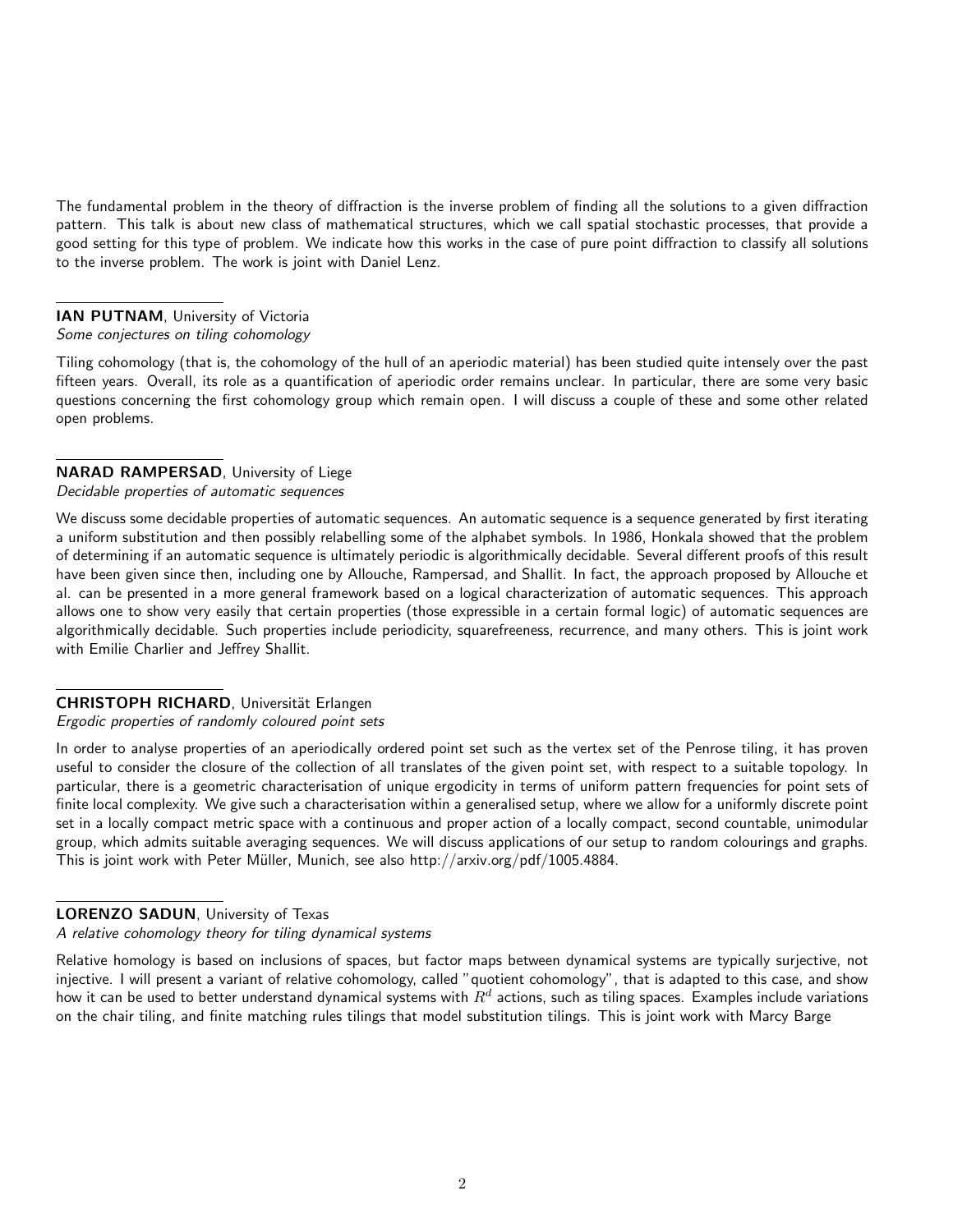The fundamental problem in the theory of diffraction is the inverse problem of finding all the solutions to a given diffraction pattern. This talk is about new class of mathematical structures, which we call spatial stochastic processes, that provide a good setting for this type of problem. We indicate how this works in the case of pure point diffraction to classify all solutions to the inverse problem. The work is joint with Daniel Lenz.

---

**IAN PUTNAM**, University of Victoria
*Some conjectures on tiling cohomology*

Tiling cohomology (that is, the cohomology of the hull of an aperiodic material) has been studied quite intensely over the past fifteen years. Overall, its role as a quantification of aperiodic order remains unclear. In particular, there are some very basic questions concerning the first cohomology group which remain open. I will discuss a couple of these and some other related open problems.

---

**NARAD RAMPERSAD**, University of Liege
*Decidable properties of automatic sequences*

We discuss some decidable properties of automatic sequences. An automatic sequence is a sequence generated by first iterating a uniform substitution and then possibly relabelling some of the alphabet symbols. In 1986, Honkala showed that the problem of determining if an automatic sequence is ultimately periodic is algorithmically decidable. Several different proofs of this result have been given since then, including one by Allouche, Rampersad, and Shallit. In fact, the approach proposed by Allouche et al. can be presented in a more general framework based on a logical characterization of automatic sequences. This approach allows one to show very easily that certain properties (those expressible in a certain formal logic) of automatic sequences are algorithmically decidable. Such properties include periodicity, squarefreeness, recurrence, and many others. This is joint work with Emilie Charlier and Jeffrey Shallit.

---

**CHRISTOPH RICHARD**, Universität Erlangen
*Ergodic properties of randomly coloured point sets*

In order to analyse properties of an aperiodically ordered point set such as the vertex set of the Penrose tiling, it has proven useful to consider the closure of the collection of all translates of the given point set, with respect to a suitable topology. In particular, there is a geometric characterisation of unique ergodicity in terms of uniform pattern frequencies for point sets of finite local complexity. We give such a characterisation within a generalised setup, where we allow for a uniformly discrete point set in a locally compact metric space with a continuous and proper action of a locally compact, second countable, unimodular group, which admits suitable averaging sequences. We will discuss applications of our setup to random colourings and graphs. This is joint work with Peter Müller, Munich, see also http://arxiv.org/pdf/1005.4884.

---

**LORENZO SADUN**, University of Texas
*A relative cohomology theory for tiling dynamical systems*

Relative homology is based on inclusions of spaces, but factor maps between dynamical systems are typically surjective, not injective. I will present a variant of relative cohomology, called "quotient cohomology", that is adapted to this case, and show how it can be used to better understand dynamical systems with $R^d$ actions, such as tiling spaces. Examples include variations on the chair tiling, and finite matching rules tilings that model substitution tilings. This is joint work with Marcy Barge